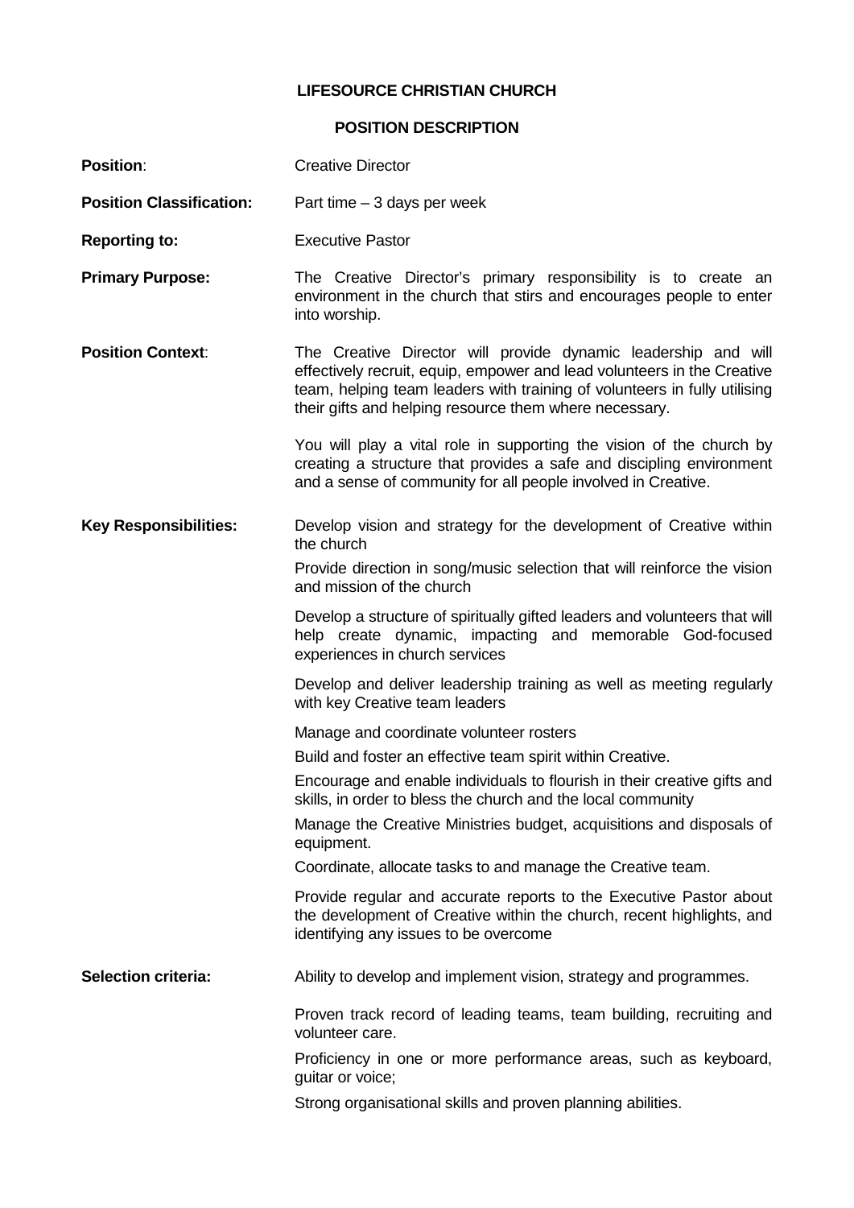# LIFESOURCE CHRISTIAN CHURCH

## POSITION DESCRIPTION

**Position**: Creative Director

**Position Classification:** Part time – 3 days per week

**Reporting to:** Executive Pastor

**Primary Purpose:** The Creative Director's primary responsibility is to create an environment in the church that stirs and encourages people to enter into worship.

**Position Context**: The Creative Director will provide dynamic leadership and will effectively recruit, equip, empower and lead volunteers in the Creative team, helping team leaders with training of volunteers in fully utilising their gifts and helping resource them where necessary.

You will play a vital role in supporting the vision of the church by creating a structure that provides a safe and discipling environment and a sense of community for all people involved in Creative.

**Key Responsibilities:**

Develop vision and strategy for the development of Creative within the church

Provide direction in song/music selection that will reinforce the vision and mission of the church

Develop a structure of spiritually gifted leaders and volunteers that will help create dynamic, impacting and memorable God-focused experiences in church services

Develop and deliver leadership training as well as meeting regularly with key Creative team leaders

Manage and coordinate volunteer rosters

Build and foster an effective team spirit within Creative.

Encourage and enable individuals to flourish in their creative gifts and skills, in order to bless the church and the local community

Manage the Creative Ministries budget, acquisitions and disposals of equipment.

Coordinate, allocate tasks to and manage the Creative team.

Provide regular and accurate reports to the Executive Pastor about the development of Creative within the church, recent highlights, and identifying any issues to be overcome

**Selection criteria:**

Ability to develop and implement vision, strategy and programmes.

Proven track record of leading teams, team building, recruiting and volunteer care.

Proficiency in one or more performance areas, such as keyboard, guitar or voice;

Strong organisational skills and proven planning abilities.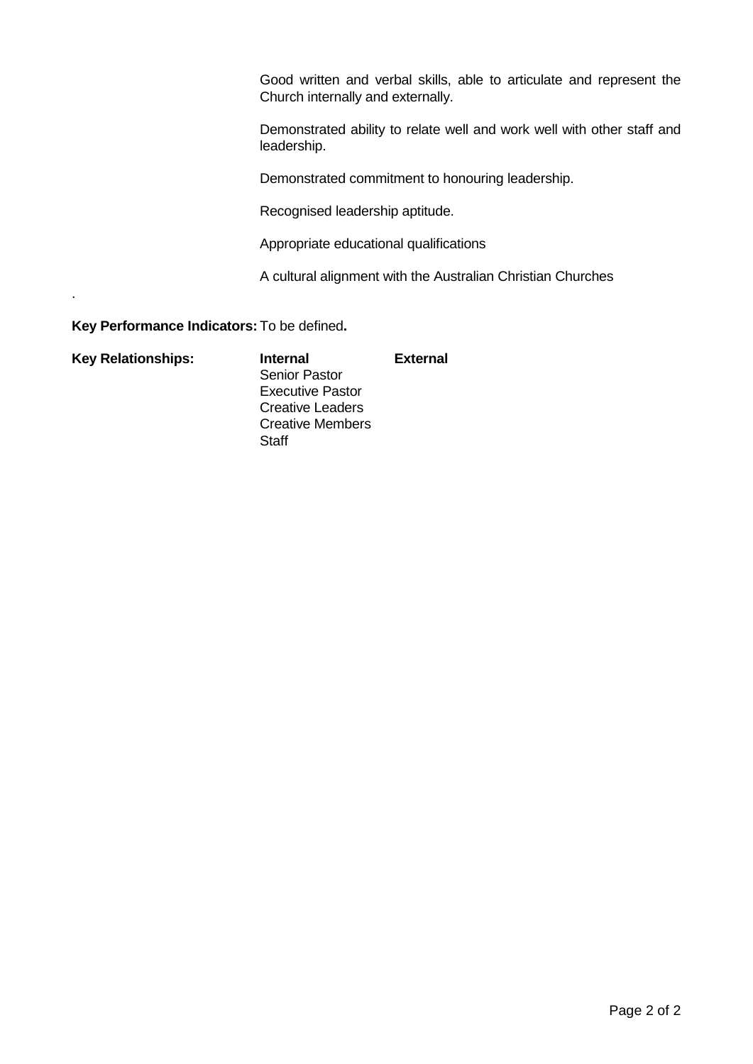Good written and verbal skills, able to articulate and represent the Church internally and externally.

Demonstrated ability to relate well and work well with other staff and leadership.

Demonstrated commitment to honouring leadership.

Recognised leadership aptitude.

Appropriate educational qualifications

A cultural alignment with the Australian Christian Churches

.

**Key Performance Indicators:** To be defined**.**

**Key Relationships:**

| **Internal** | **External** |
|---|---|
| Senior Pastor | |
| Executive Pastor | |
| Creative Leaders | |
| Creative Members | |
| Staff | |